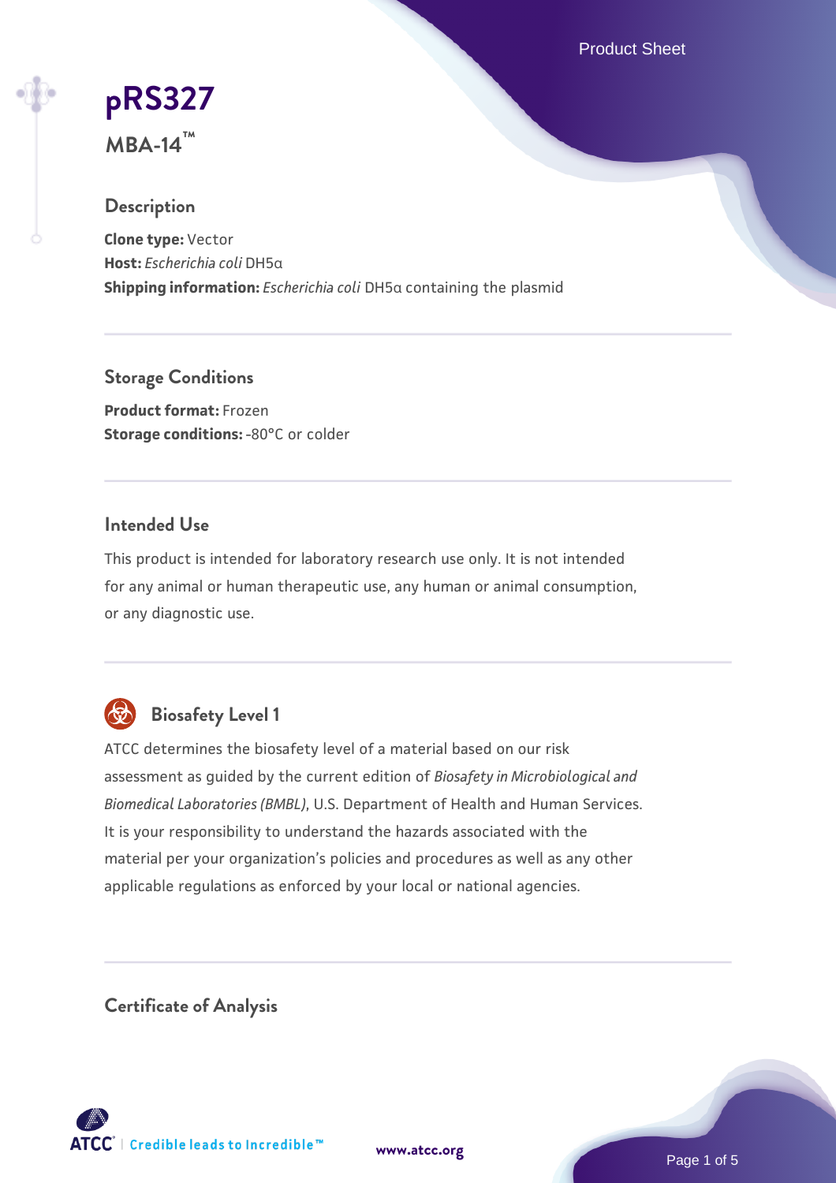# pRS327

**MBA-14™**

## Description

**Clone type:** Vector
**Host:** *Escherichia coli* DH5α
**Shipping information:** *Escherichia coli* DH5α containing the plasmid

## Storage Conditions

**Product format:** Frozen
**Storage conditions:** -80°C or colder

## Intended Use

This product is intended for laboratory research use only. It is not intended for any animal or human therapeutic use, any human or animal consumption, or any diagnostic use.

## Biosafety Level 1

ATCC determines the biosafety level of a material based on our risk assessment as guided by the current edition of *Biosafety in Microbiological and Biomedical Laboratories (BMBL)*, U.S. Department of Health and Human Services. It is your responsibility to understand the hazards associated with the material per your organization's policies and procedures as well as any other applicable regulations as enforced by your local or national agencies.

## Certificate of Analysis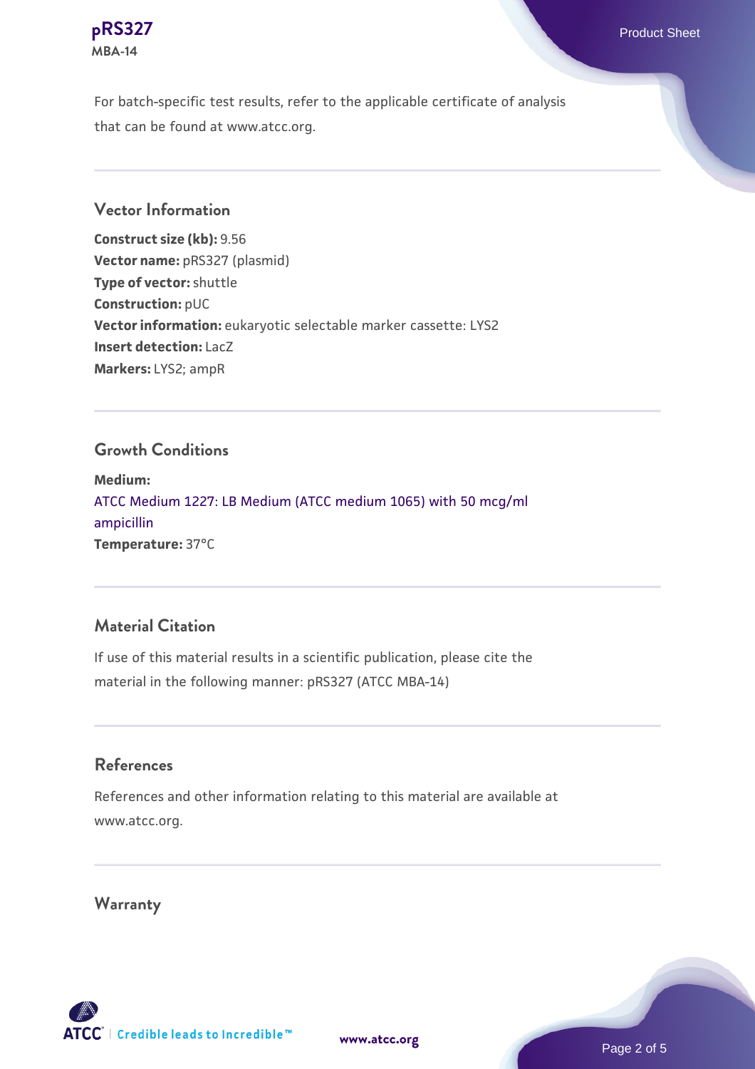For batch-specific test results, refer to the applicable certificate of analysis that can be found at www.atcc.org.

## Vector Information

**Construct size (kb):** 9.56
**Vector name:** pRS327 (plasmid)
**Type of vector:** shuttle
**Construction:** pUC
**Vector information:** eukaryotic selectable marker cassette: LYS2
**Insert detection:** LacZ
**Markers:** LYS2; ampR

## Growth Conditions

**Medium:**
ATCC Medium 1227: LB Medium (ATCC medium 1065) with 50 mcg/ml ampicillin
**Temperature:** 37°C

## Material Citation

If use of this material results in a scientific publication, please cite the material in the following manner: pRS327 (ATCC MBA-14)

## References

References and other information relating to this material are available at www.atcc.org.

## Warranty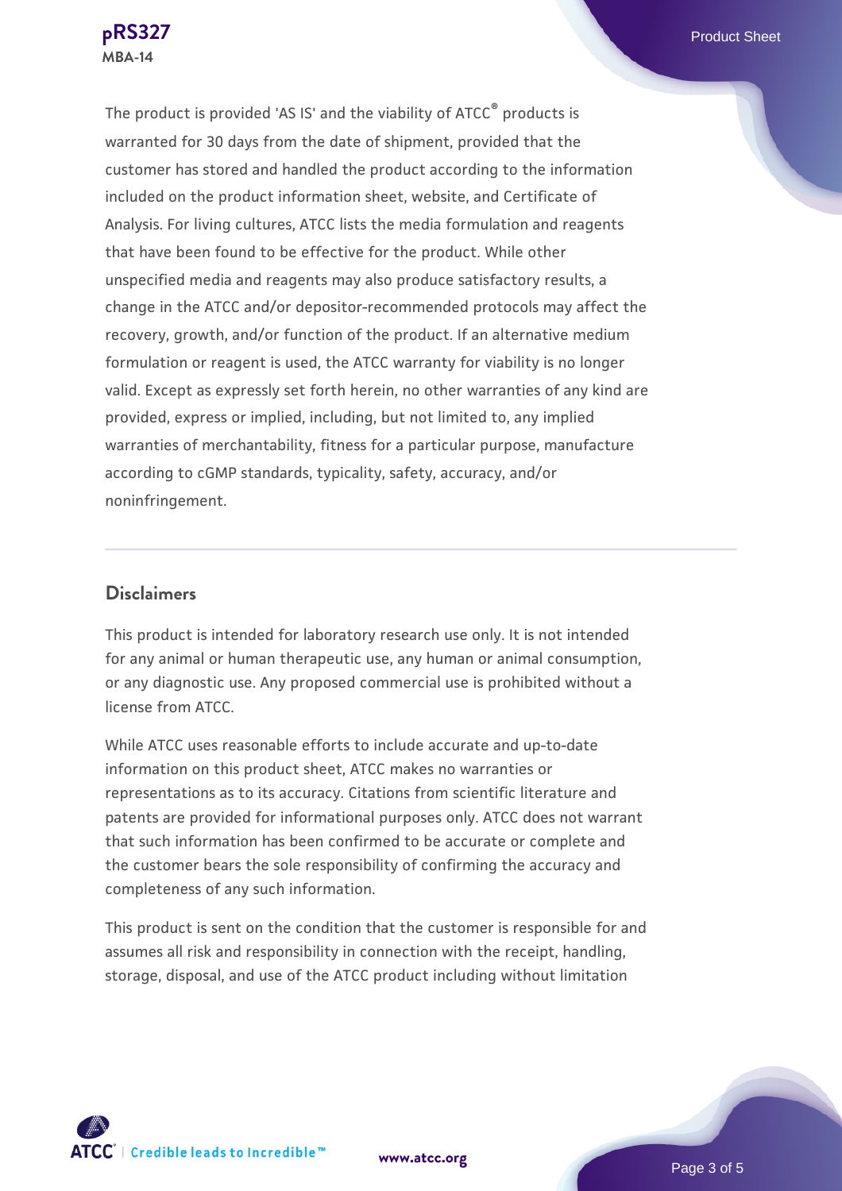The product is provided 'AS IS' and the viability of ATCC® products is warranted for 30 days from the date of shipment, provided that the customer has stored and handled the product according to the information included on the product information sheet, website, and Certificate of Analysis. For living cultures, ATCC lists the media formulation and reagents that have been found to be effective for the product. While other unspecified media and reagents may also produce satisfactory results, a change in the ATCC and/or depositor-recommended protocols may affect the recovery, growth, and/or function of the product. If an alternative medium formulation or reagent is used, the ATCC warranty for viability is no longer valid. Except as expressly set forth herein, no other warranties of any kind are provided, express or implied, including, but not limited to, any implied warranties of merchantability, fitness for a particular purpose, manufacture according to cGMP standards, typicality, safety, accuracy, and/or noninfringement.

## Disclaimers

This product is intended for laboratory research use only. It is not intended for any animal or human therapeutic use, any human or animal consumption, or any diagnostic use. Any proposed commercial use is prohibited without a license from ATCC.

While ATCC uses reasonable efforts to include accurate and up-to-date information on this product sheet, ATCC makes no warranties or representations as to its accuracy. Citations from scientific literature and patents are provided for informational purposes only. ATCC does not warrant that such information has been confirmed to be accurate or complete and the customer bears the sole responsibility of confirming the accuracy and completeness of any such information.

This product is sent on the condition that the customer is responsible for and assumes all risk and responsibility in connection with the receipt, handling, storage, disposal, and use of the ATCC product including without limitation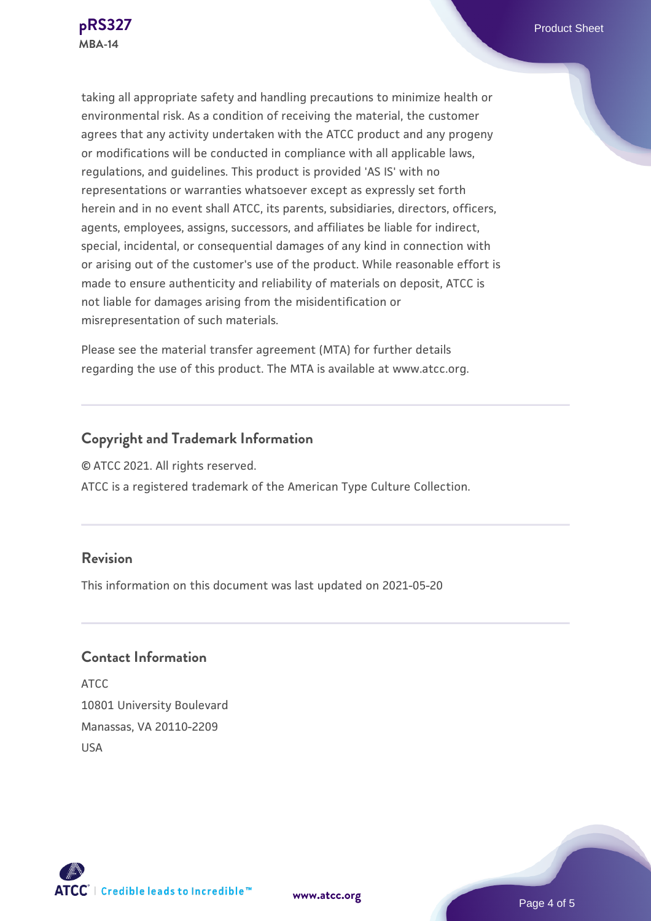taking all appropriate safety and handling precautions to minimize health or environmental risk. As a condition of receiving the material, the customer agrees that any activity undertaken with the ATCC product and any progeny or modifications will be conducted in compliance with all applicable laws, regulations, and guidelines. This product is provided 'AS IS' with no representations or warranties whatsoever except as expressly set forth herein and in no event shall ATCC, its parents, subsidiaries, directors, officers, agents, employees, assigns, successors, and affiliates be liable for indirect, special, incidental, or consequential damages of any kind in connection with or arising out of the customer's use of the product. While reasonable effort is made to ensure authenticity and reliability of materials on deposit, ATCC is not liable for damages arising from the misidentification or misrepresentation of such materials.

Please see the material transfer agreement (MTA) for further details regarding the use of this product. The MTA is available at www.atcc.org.

## Copyright and Trademark Information

© ATCC 2021. All rights reserved.

ATCC is a registered trademark of the American Type Culture Collection.

## Revision

This information on this document was last updated on 2021-05-20

## Contact Information

ATCC
10801 University Boulevard
Manassas, VA 20110-2209
USA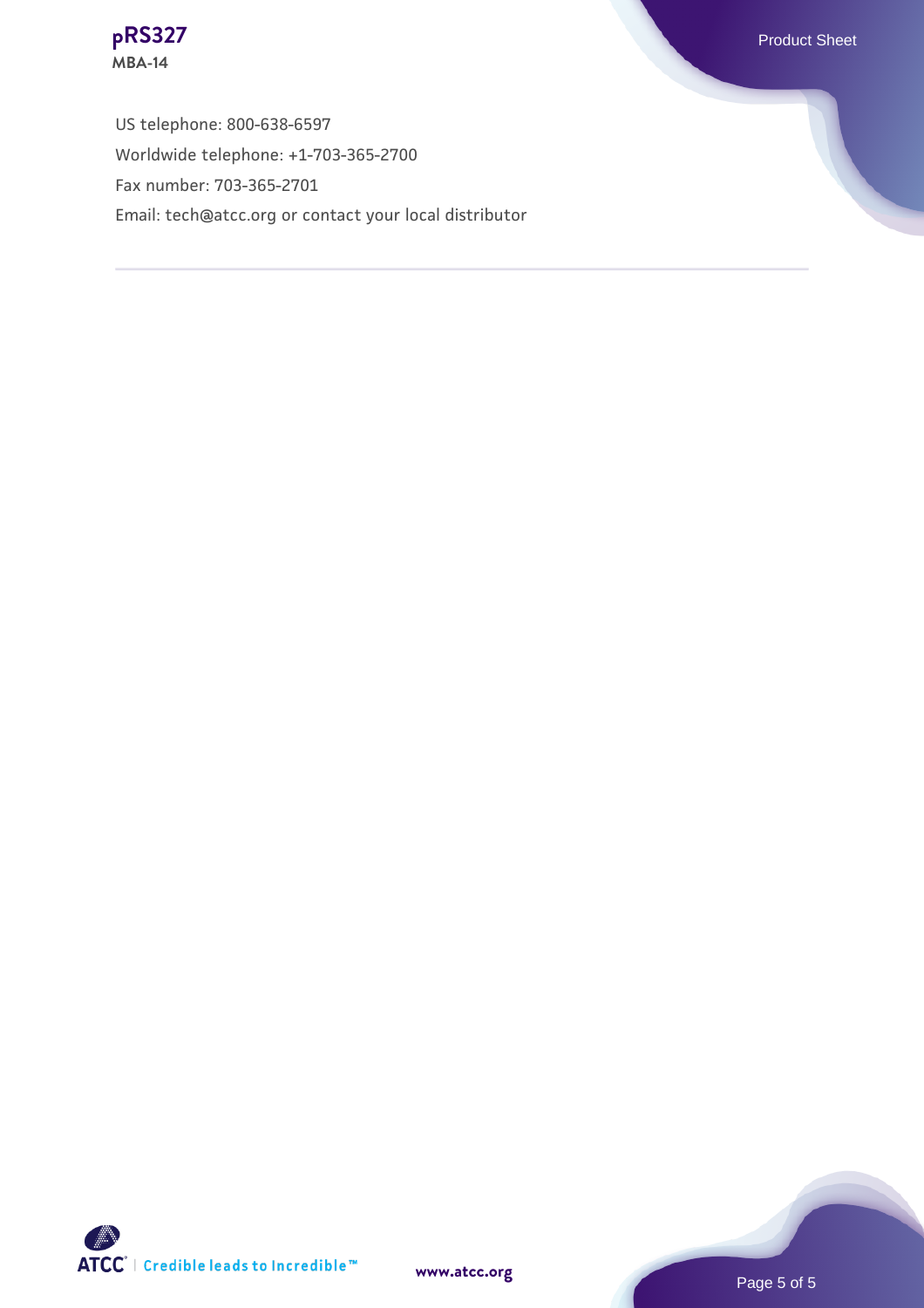US telephone: 800-638-6597

Worldwide telephone: +1-703-365-2700

Fax number: 703-365-2701

Email: tech@atcc.org or contact your local distributor